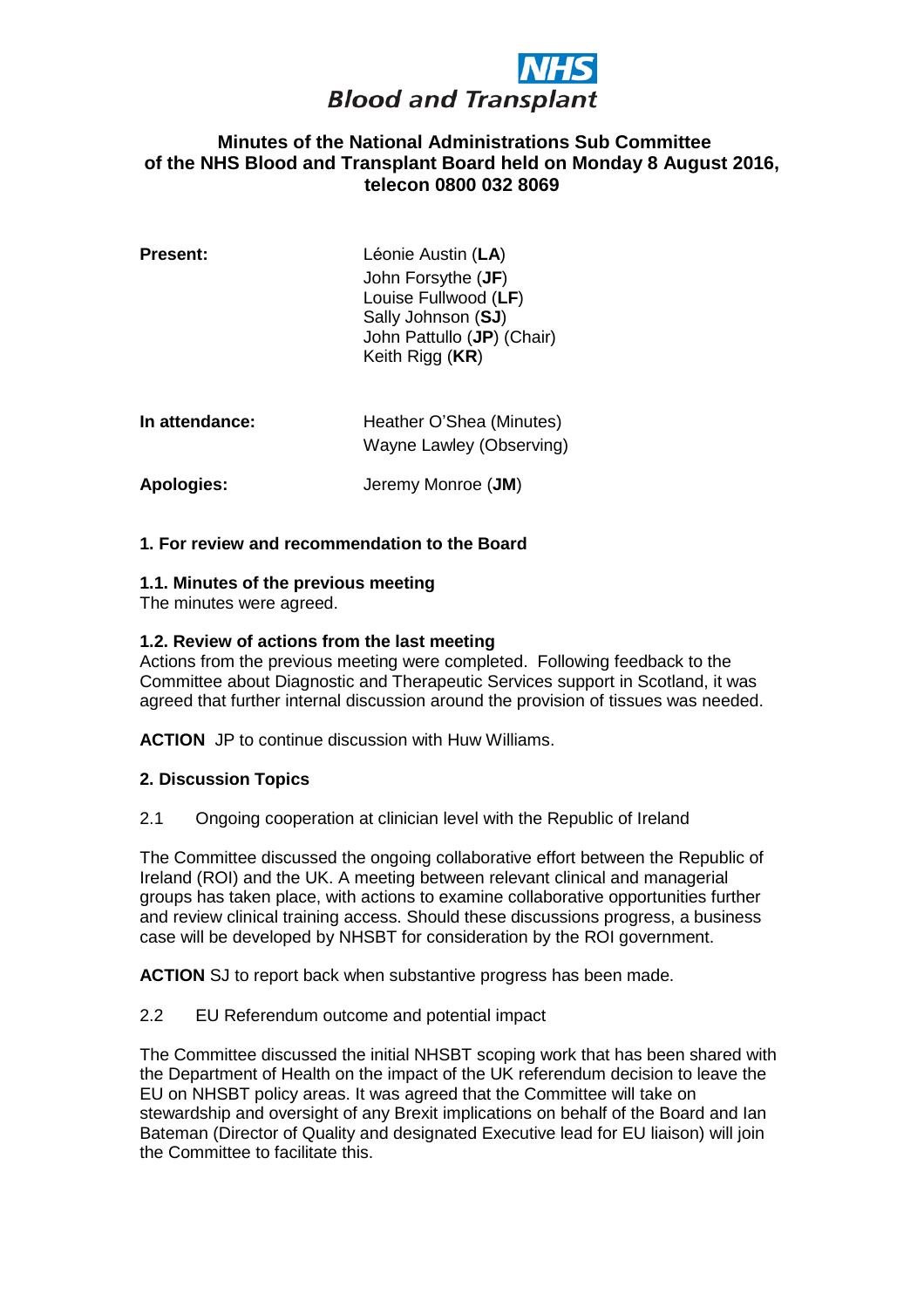NHS Blood and Transplant

# Minutes of the National Administrations Sub Committee of the NHS Blood and Transplant Board held on Monday 8 August 2016, telecon 0800 032 8069

**Present:**
Léonie Austin (**LA**)
John Forsythe (**JF**)
Louise Fullwood (**LF**)
Sally Johnson (**SJ**)
John Pattullo (**JP**) (Chair)
Keith Rigg (**KR**)

**In attendance:**
Heather O'Shea (Minutes)
Wayne Lawley (Observing)

**Apologies:**
Jeremy Monroe (**JM**)

## 1. For review and recommendation to the Board

### 1.1. Minutes of the previous meeting

The minutes were agreed.

### 1.2. Review of actions from the last meeting

Actions from the previous meeting were completed. Following feedback to the Committee about Diagnostic and Therapeutic Services support in Scotland, it was agreed that further internal discussion around the provision of tissues was needed.

**ACTION** JP to continue discussion with Huw Williams.

## 2. Discussion Topics

2.1 Ongoing cooperation at clinician level with the Republic of Ireland

The Committee discussed the ongoing collaborative effort between the Republic of Ireland (ROI) and the UK. A meeting between relevant clinical and managerial groups has taken place, with actions to examine collaborative opportunities further and review clinical training access. Should these discussions progress, a business case will be developed by NHSBT for consideration by the ROI government.

**ACTION** SJ to report back when substantive progress has been made.

2.2 EU Referendum outcome and potential impact

The Committee discussed the initial NHSBT scoping work that has been shared with the Department of Health on the impact of the UK referendum decision to leave the EU on NHSBT policy areas. It was agreed that the Committee will take on stewardship and oversight of any Brexit implications on behalf of the Board and Ian Bateman (Director of Quality and designated Executive lead for EU liaison) will join the Committee to facilitate this.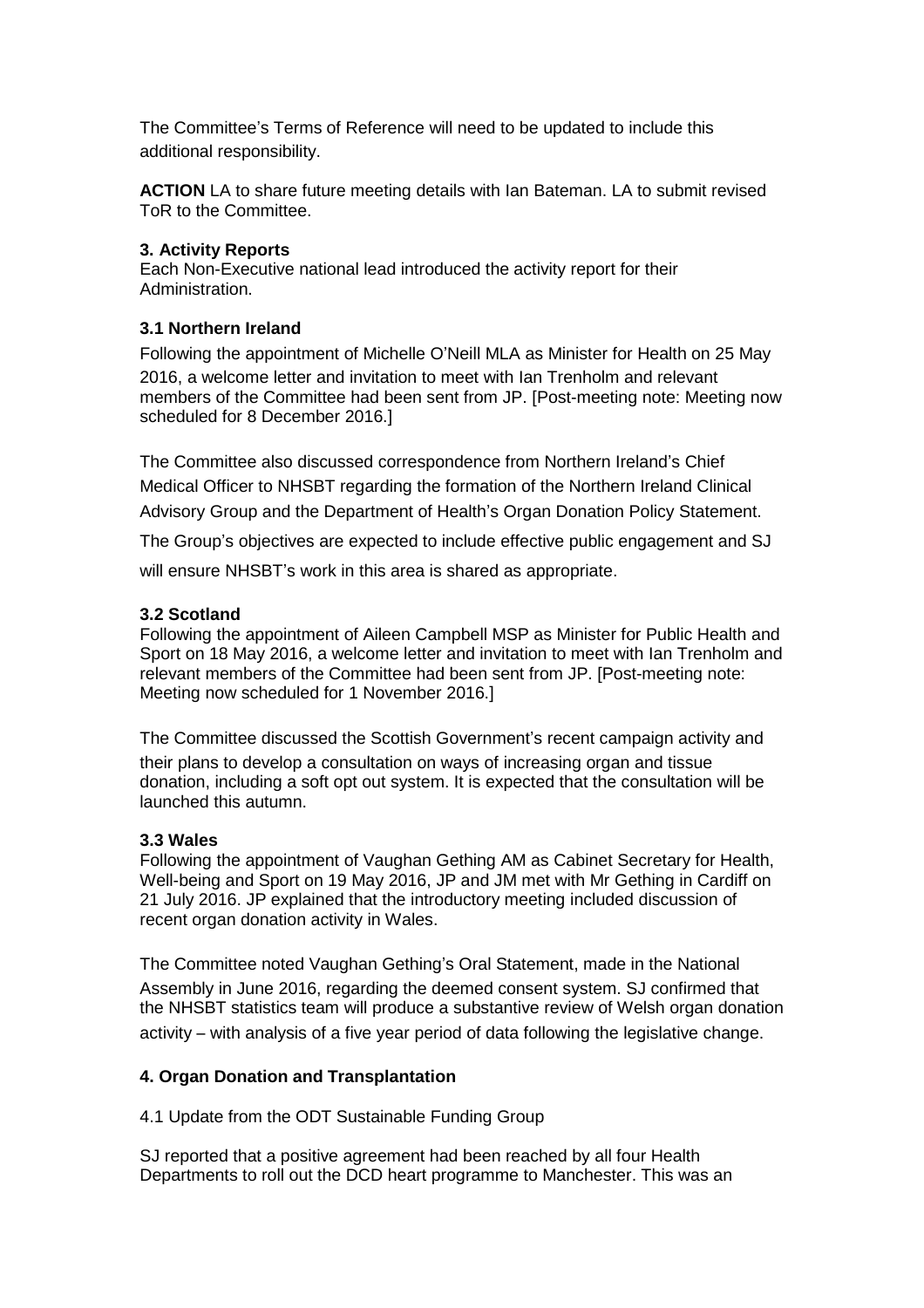The Committee's Terms of Reference will need to be updated to include this additional responsibility.

**ACTION** LA to share future meeting details with Ian Bateman. LA to submit revised ToR to the Committee.

### 3. Activity Reports

Each Non-Executive national lead introduced the activity report for their Administration.

### 3.1 Northern Ireland

Following the appointment of Michelle O'Neill MLA as Minister for Health on 25 May 2016, a welcome letter and invitation to meet with Ian Trenholm and relevant members of the Committee had been sent from JP. [Post-meeting note: Meeting now scheduled for 8 December 2016.]

The Committee also discussed correspondence from Northern Ireland's Chief Medical Officer to NHSBT regarding the formation of the Northern Ireland Clinical Advisory Group and the Department of Health's Organ Donation Policy Statement. The Group's objectives are expected to include effective public engagement and SJ will ensure NHSBT's work in this area is shared as appropriate.

### 3.2 Scotland

Following the appointment of Aileen Campbell MSP as Minister for Public Health and Sport on 18 May 2016, a welcome letter and invitation to meet with Ian Trenholm and relevant members of the Committee had been sent from JP. [Post-meeting note: Meeting now scheduled for 1 November 2016.]

The Committee discussed the Scottish Government's recent campaign activity and their plans to develop a consultation on ways of increasing organ and tissue donation, including a soft opt out system. It is expected that the consultation will be launched this autumn.

### 3.3 Wales

Following the appointment of Vaughan Gething AM as Cabinet Secretary for Health, Well-being and Sport on 19 May 2016, JP and JM met with Mr Gething in Cardiff on 21 July 2016. JP explained that the introductory meeting included discussion of recent organ donation activity in Wales.

The Committee noted Vaughan Gething's Oral Statement, made in the National Assembly in June 2016, regarding the deemed consent system. SJ confirmed that the NHSBT statistics team will produce a substantive review of Welsh organ donation activity – with analysis of a five year period of data following the legislative change.

### 4. Organ Donation and Transplantation

4.1 Update from the ODT Sustainable Funding Group

SJ reported that a positive agreement had been reached by all four Health Departments to roll out the DCD heart programme to Manchester. This was an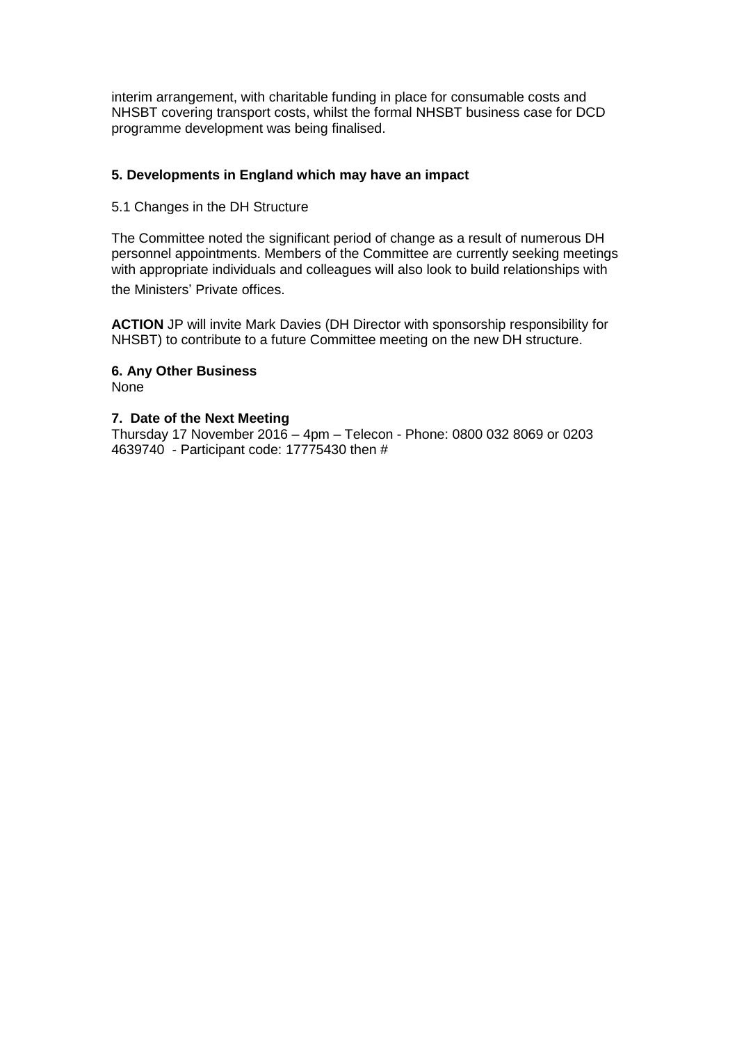interim arrangement, with charitable funding in place for consumable costs and NHSBT covering transport costs, whilst the formal NHSBT business case for DCD programme development was being finalised.

**5. Developments in England which may have an impact**

5.1 Changes in the DH Structure

The Committee noted the significant period of change as a result of numerous DH personnel appointments. Members of the Committee are currently seeking meetings with appropriate individuals and colleagues will also look to build relationships with the Ministers' Private offices.

**ACTION** JP will invite Mark Davies (DH Director with sponsorship responsibility for NHSBT) to contribute to a future Committee meeting on the new DH structure.

**6. Any Other Business**
None

**7. Date of the Next Meeting**
Thursday 17 November 2016 – 4pm – Telecon - Phone: 0800 032 8069 or 0203 4639740 - Participant code: 17775430 then #